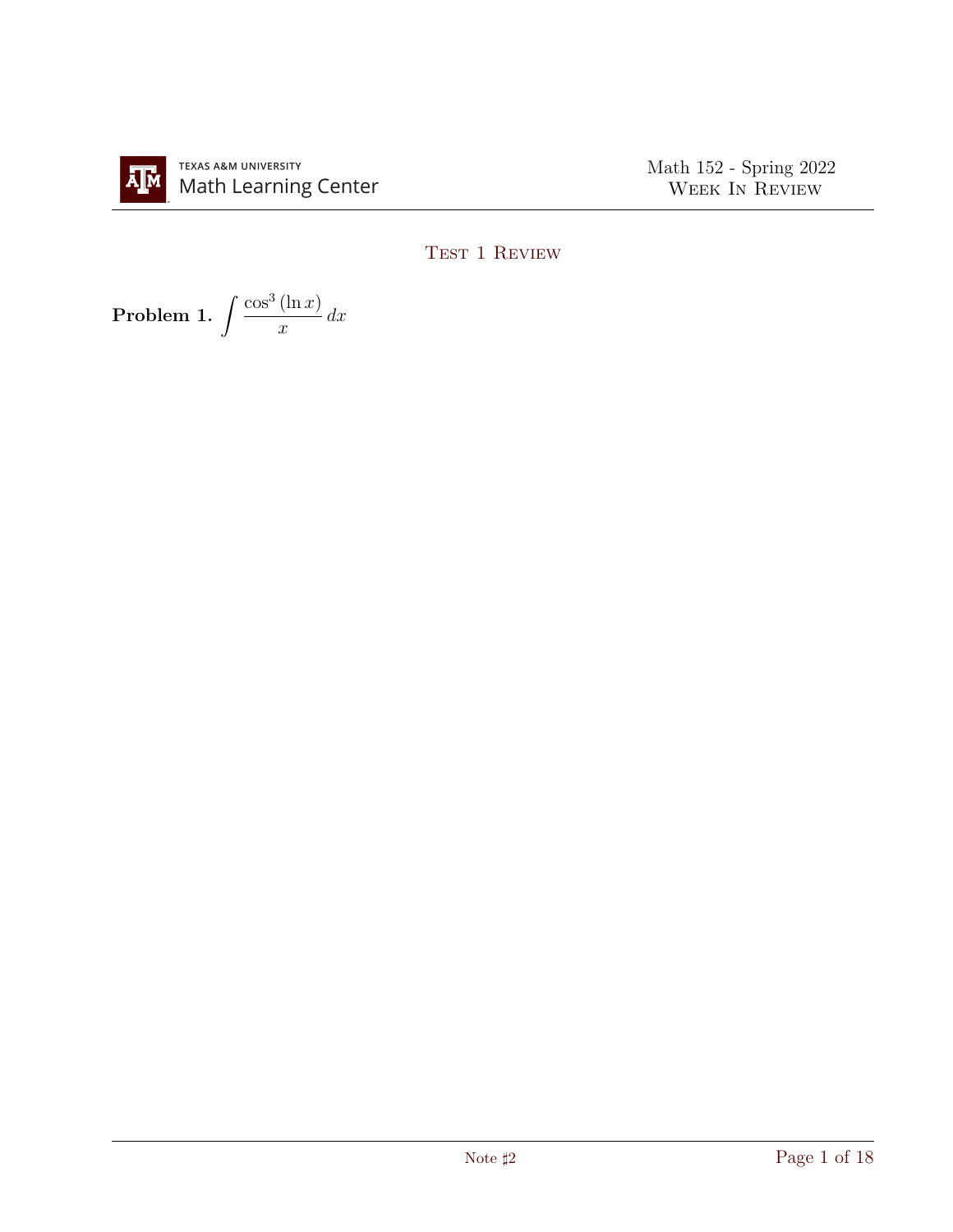## Test 1 Review

**Problem 1.** $\displaystyle\int \frac{\cos^3(\ln x)}{x}\,dx$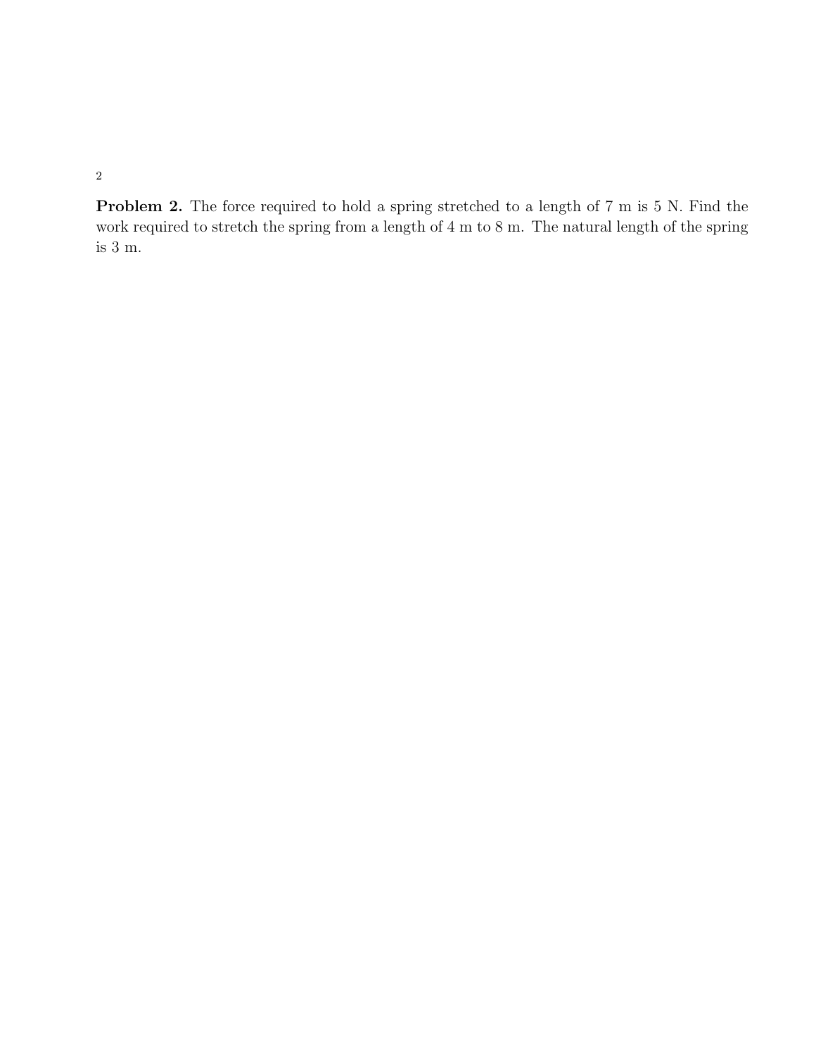**Problem 2.** The force required to hold a spring stretched to a length of 7 m is 5 N. Find the work required to stretch the spring from a length of 4 m to 8 m. The natural length of the spring is 3 m.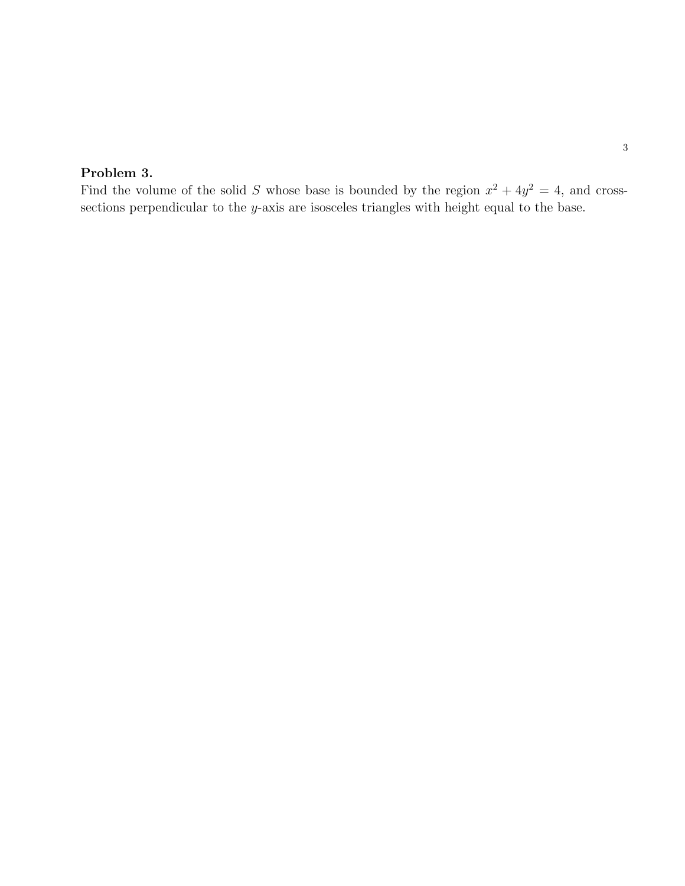**Problem 3.**

Find the volume of the solid $S$ whose base is bounded by the region $x^2 + 4y^2 = 4$, and cross-sections perpendicular to the $y$-axis are isosceles triangles with height equal to the base.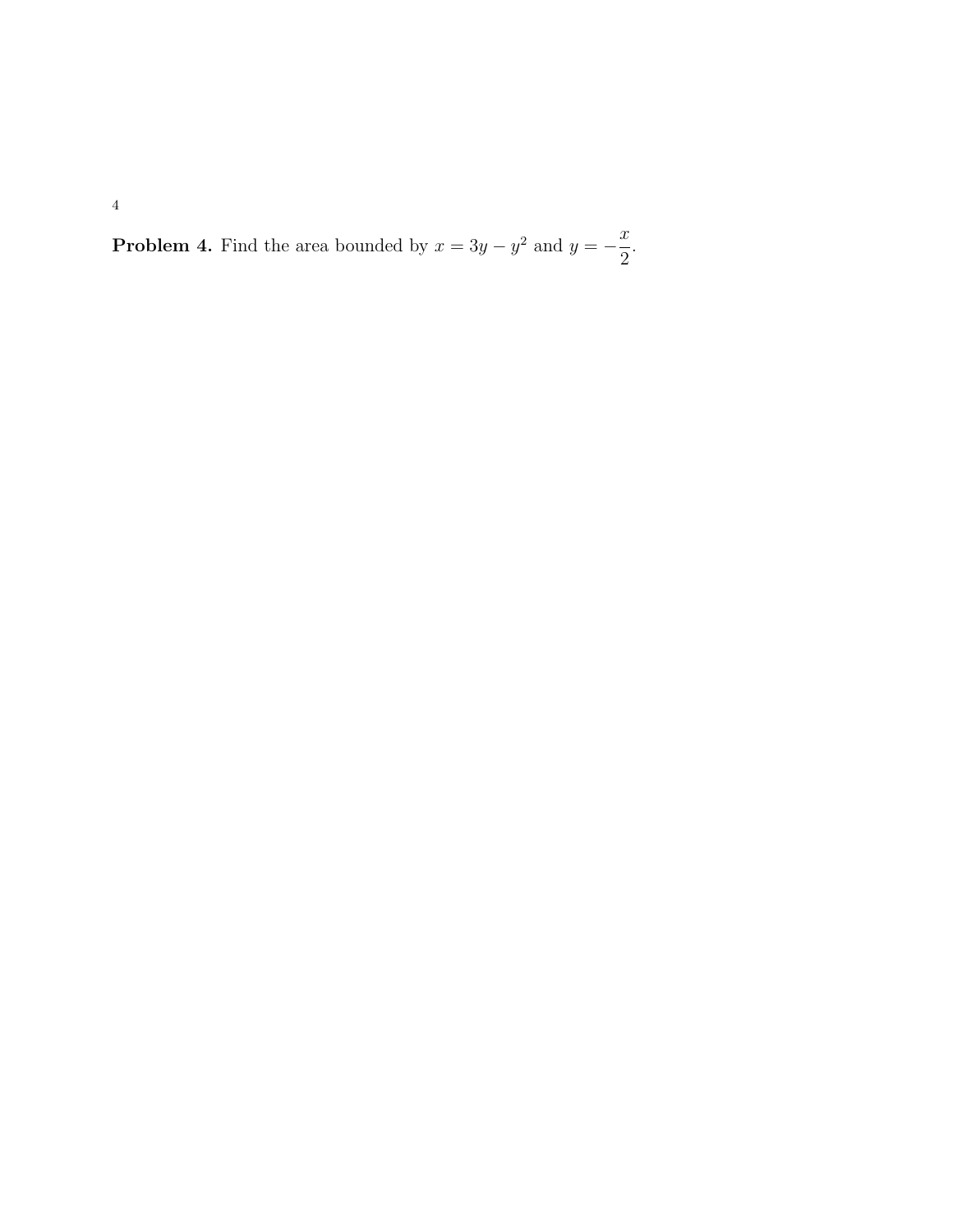**Problem 4.** Find the area bounded by $x = 3y - y^2$ and $y = -\dfrac{x}{2}$.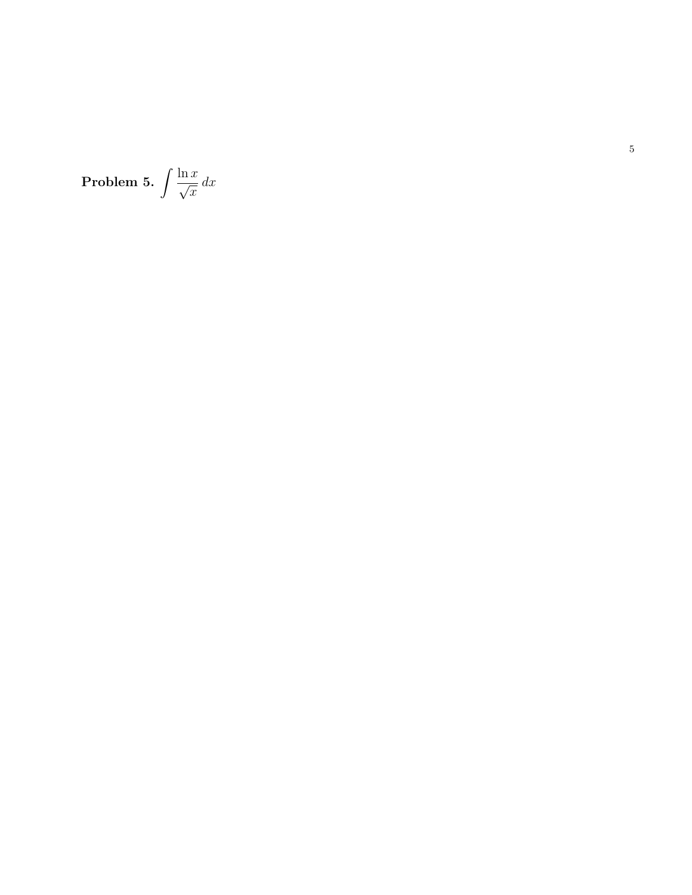**Problem 5.** $\int \frac{\ln x}{\sqrt{x}}\, dx$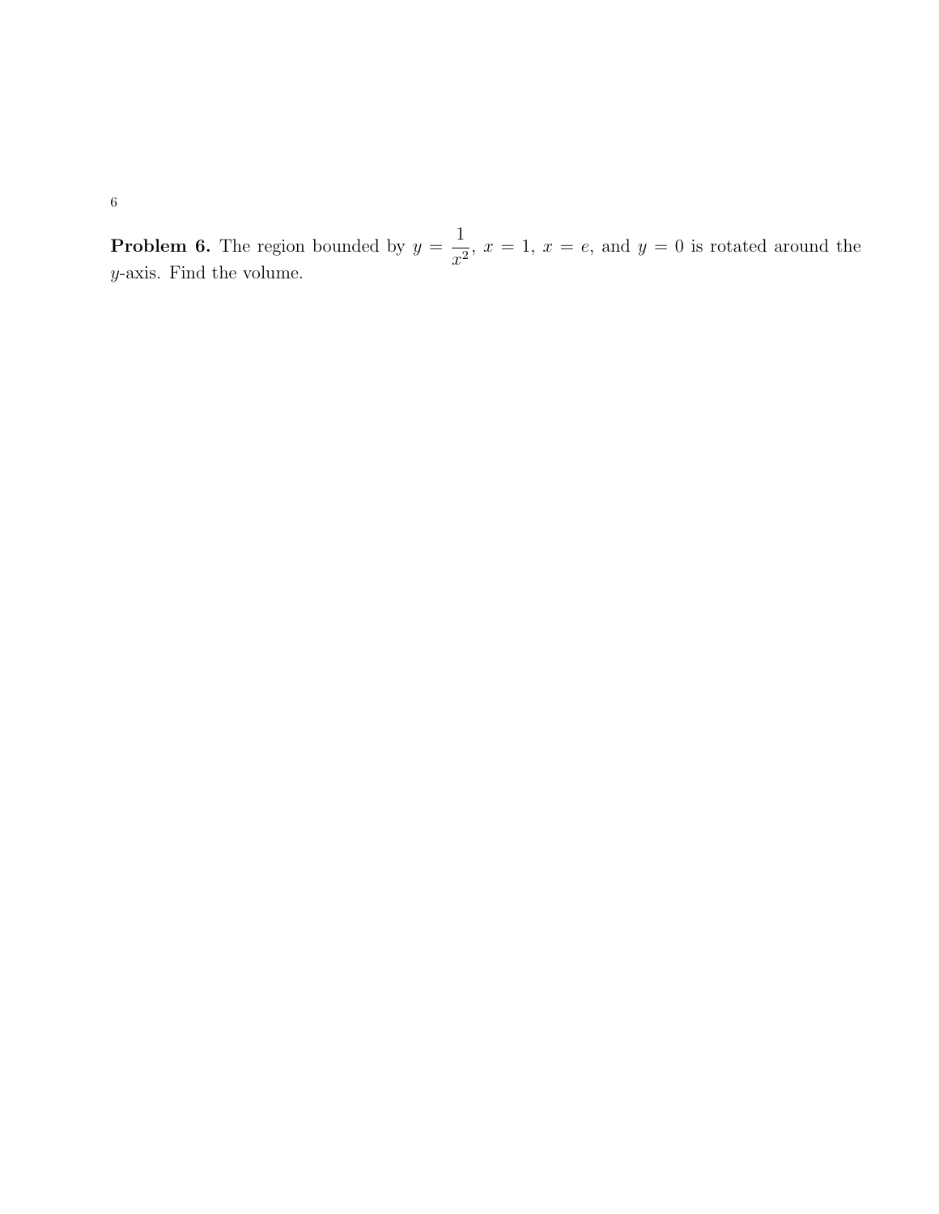**Problem 6.** The region bounded by $y = \dfrac{1}{x^2}$, $x = 1$, $x = e$, and $y = 0$ is rotated around the $y$-axis. Find the volume.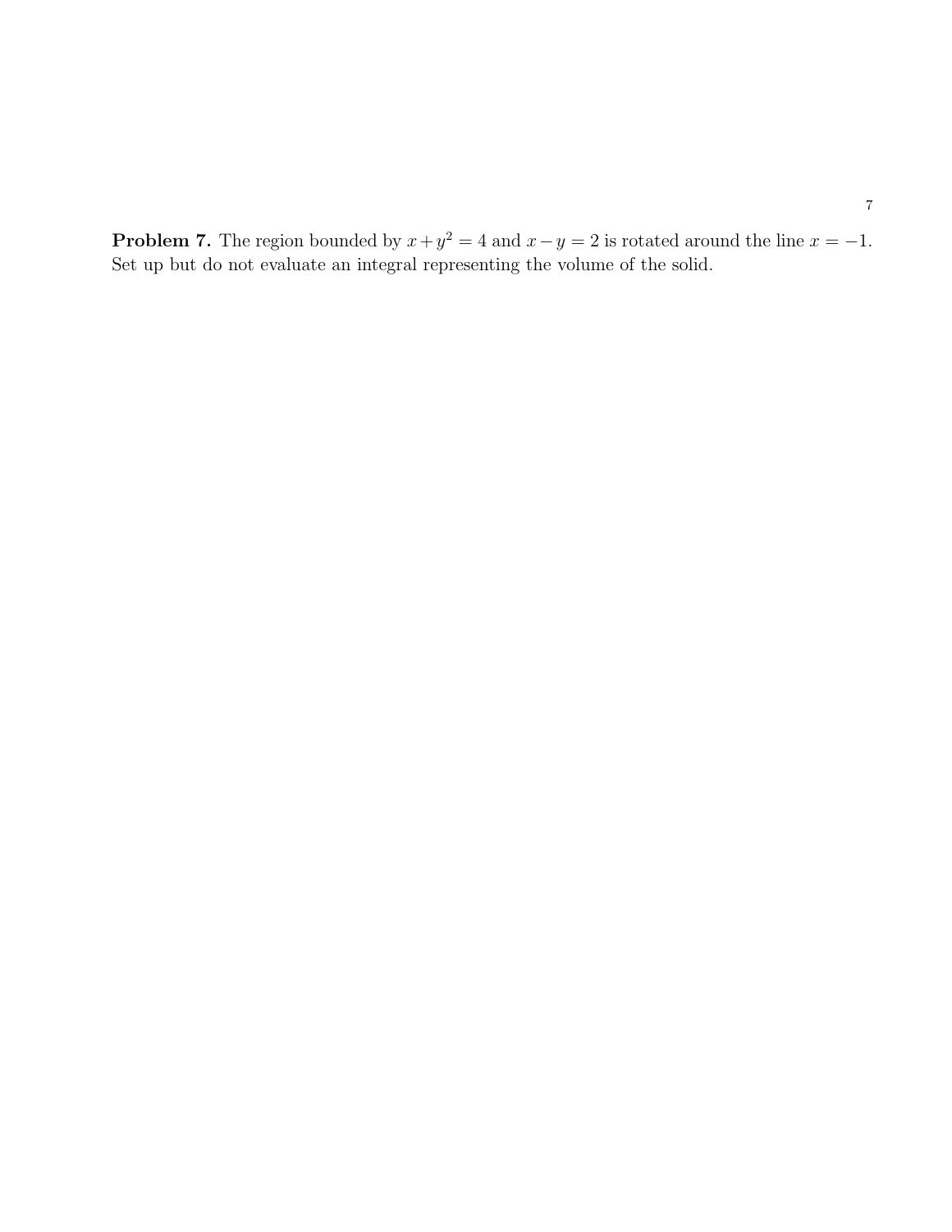**Problem 7.** The region bounded by $x + y^2 = 4$ and $x - y = 2$ is rotated around the line $x = -1$. Set up but do not evaluate an integral representing the volume of the solid.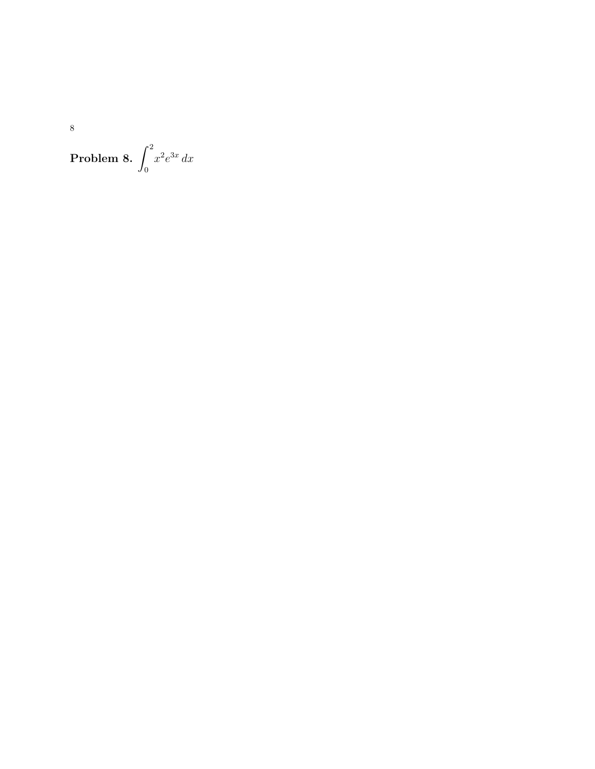**Problem 8.** $\int_0^2 x^2 e^{3x}\, dx$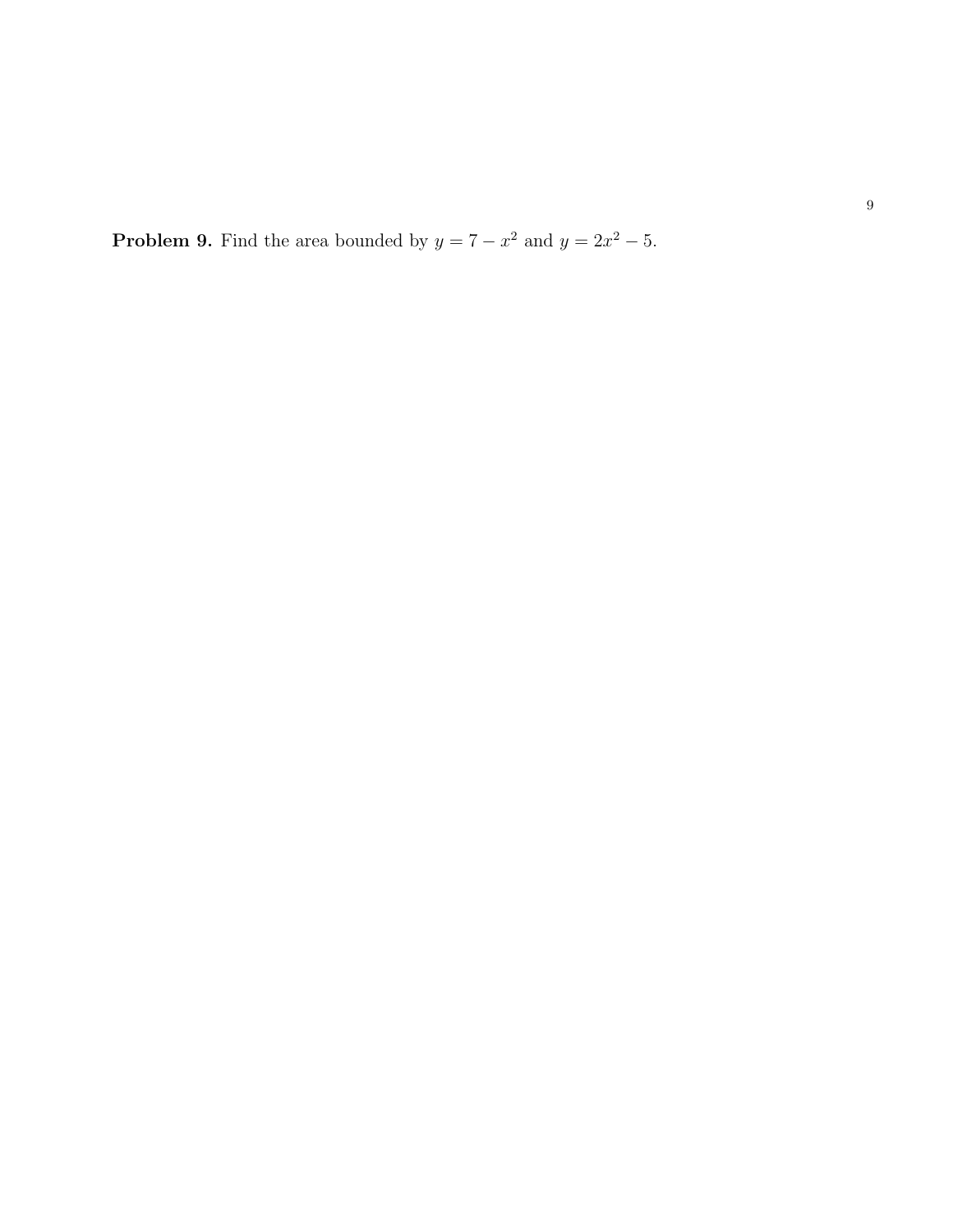**Problem 9.** Find the area bounded by $y = 7 - x^2$ and $y = 2x^2 - 5$.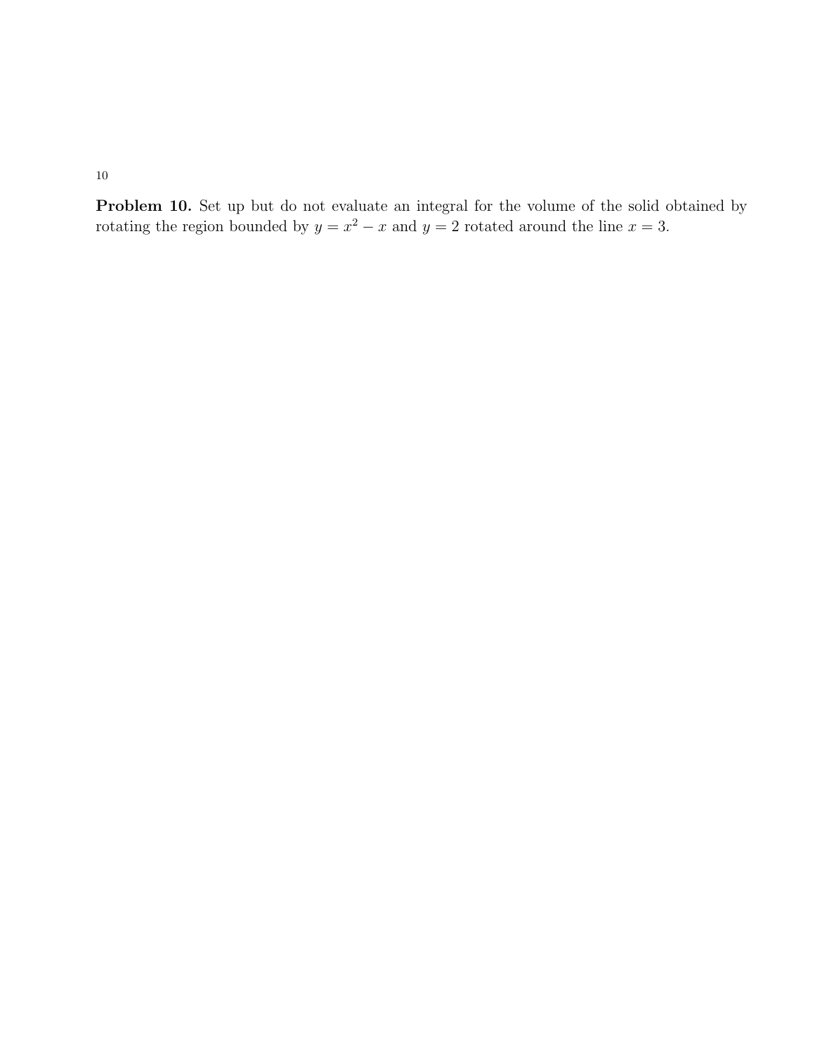**Problem 10.** Set up but do not evaluate an integral for the volume of the solid obtained by rotating the region bounded by $y = x^2 - x$ and $y = 2$ rotated around the line $x = 3$.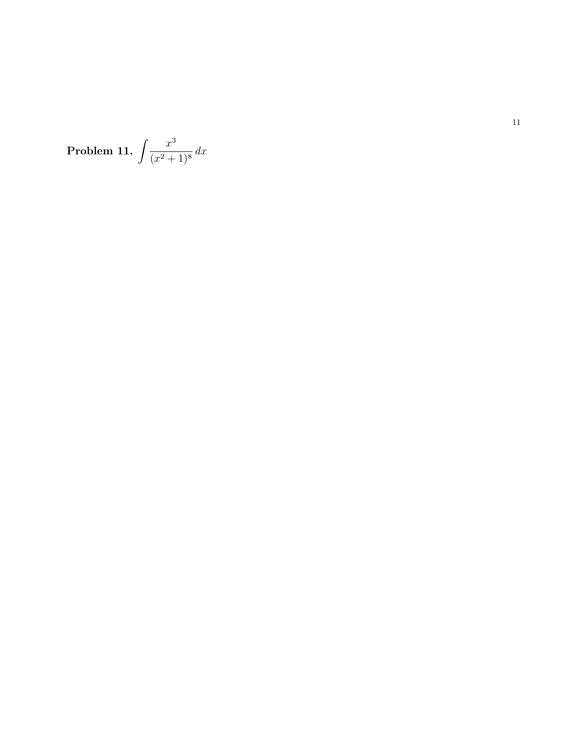**Problem 11.** $\displaystyle\int \frac{x^3}{(x^2+1)^8}\,dx$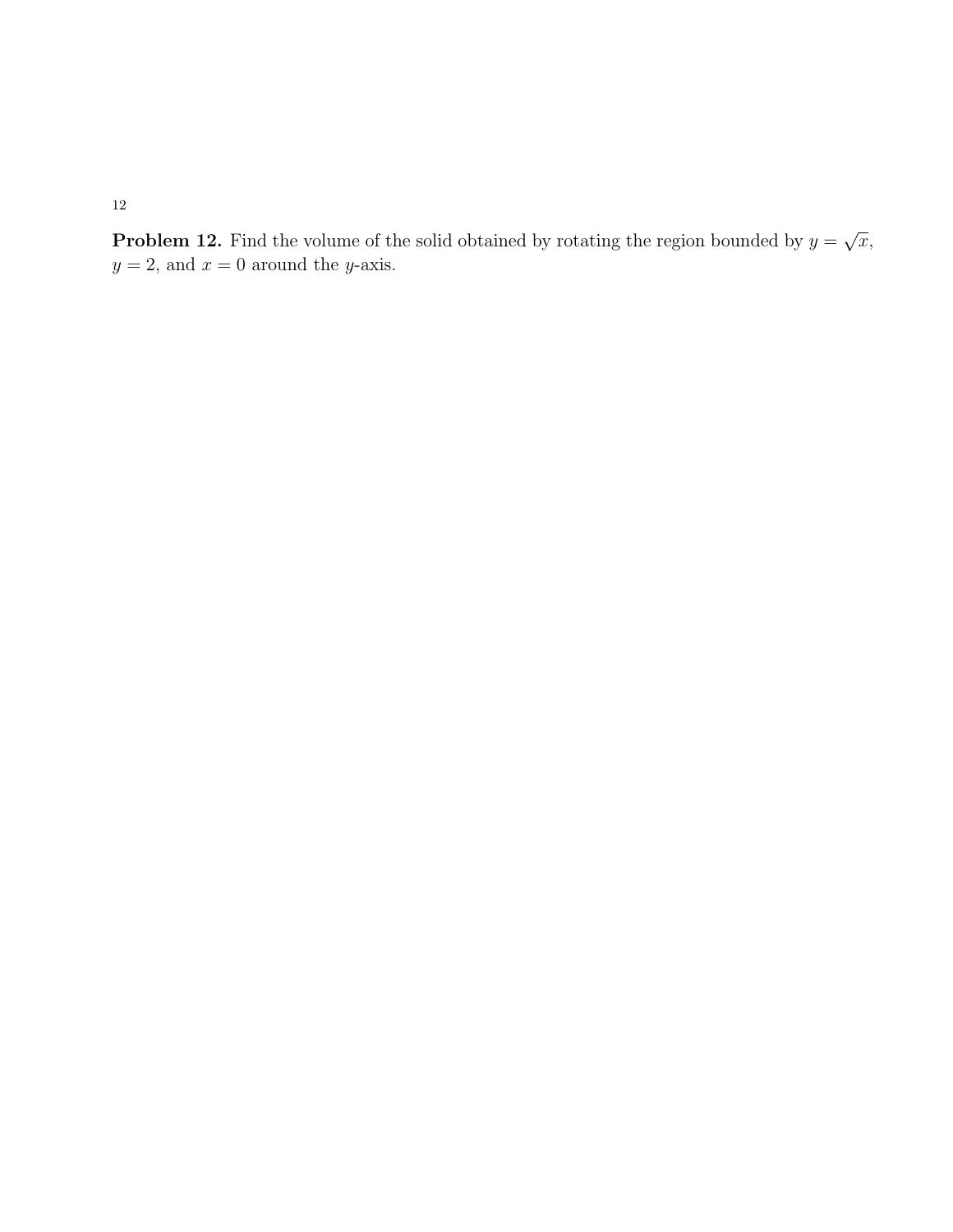**Problem 12.** Find the volume of the solid obtained by rotating the region bounded by $y = \sqrt{x}$, $y = 2$, and $x = 0$ around the $y$-axis.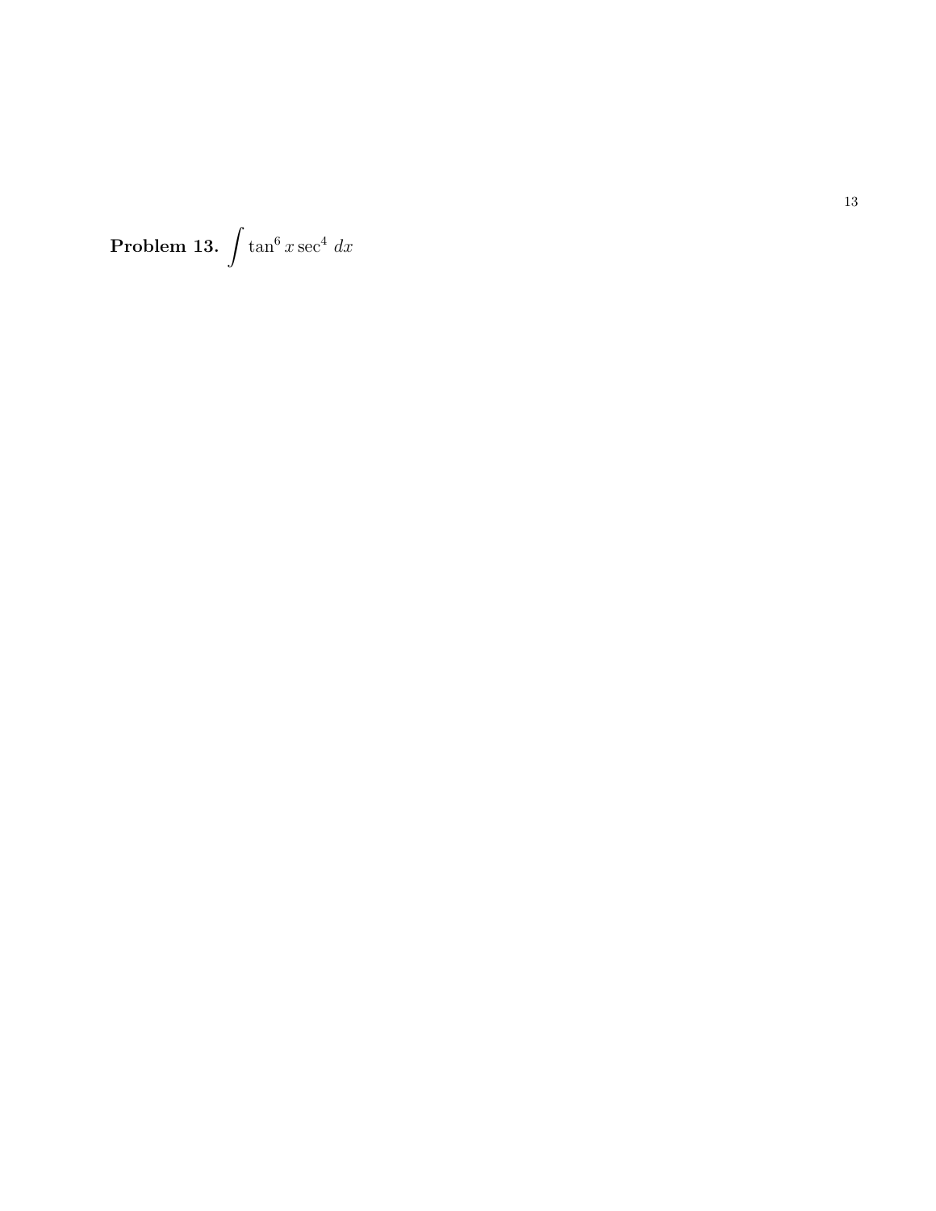**Problem 13.** $\displaystyle\int \tan^6 x \sec^4 \, dx$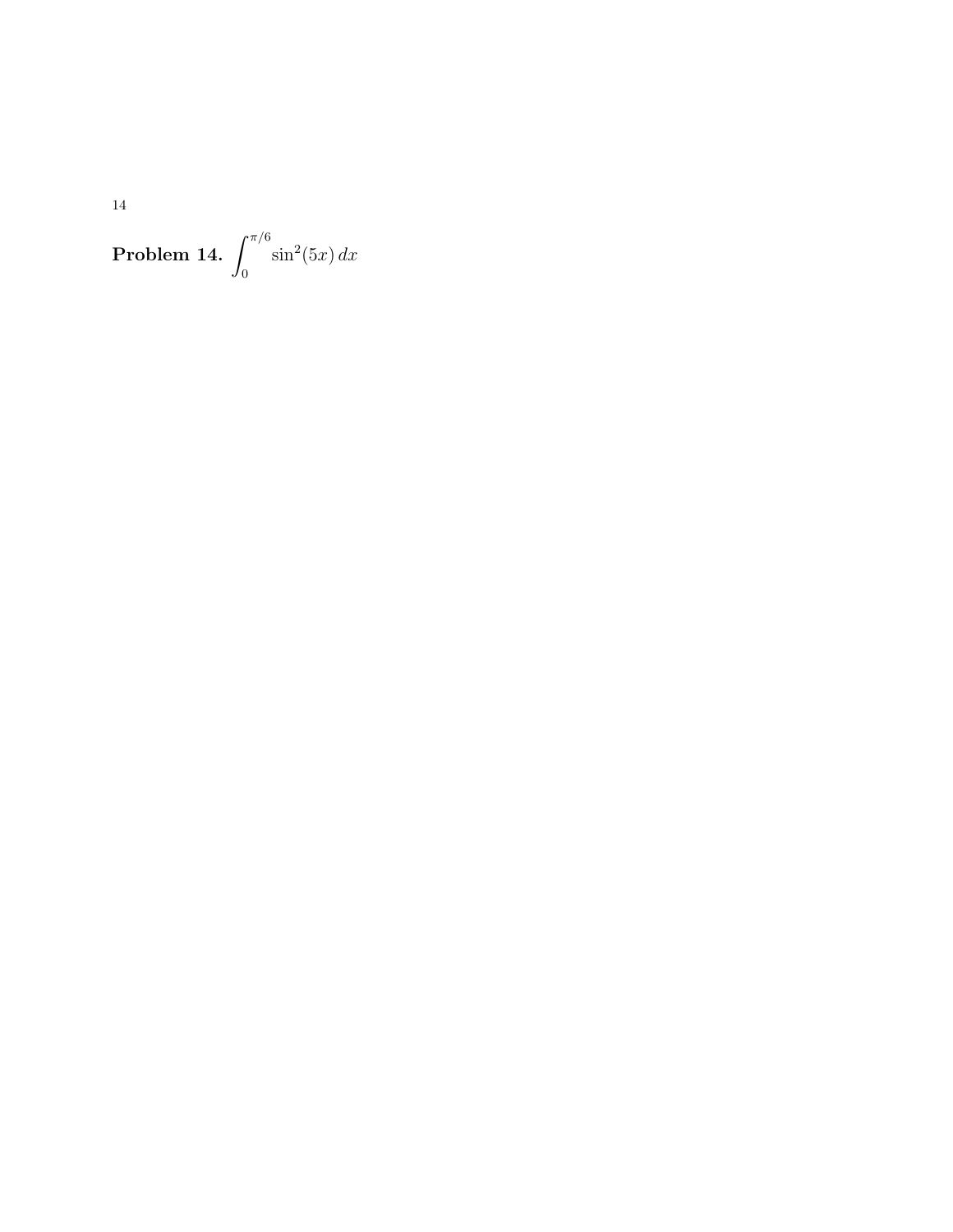**Problem 14.** $\int_0^{\pi/6} \sin^2(5x)\,dx$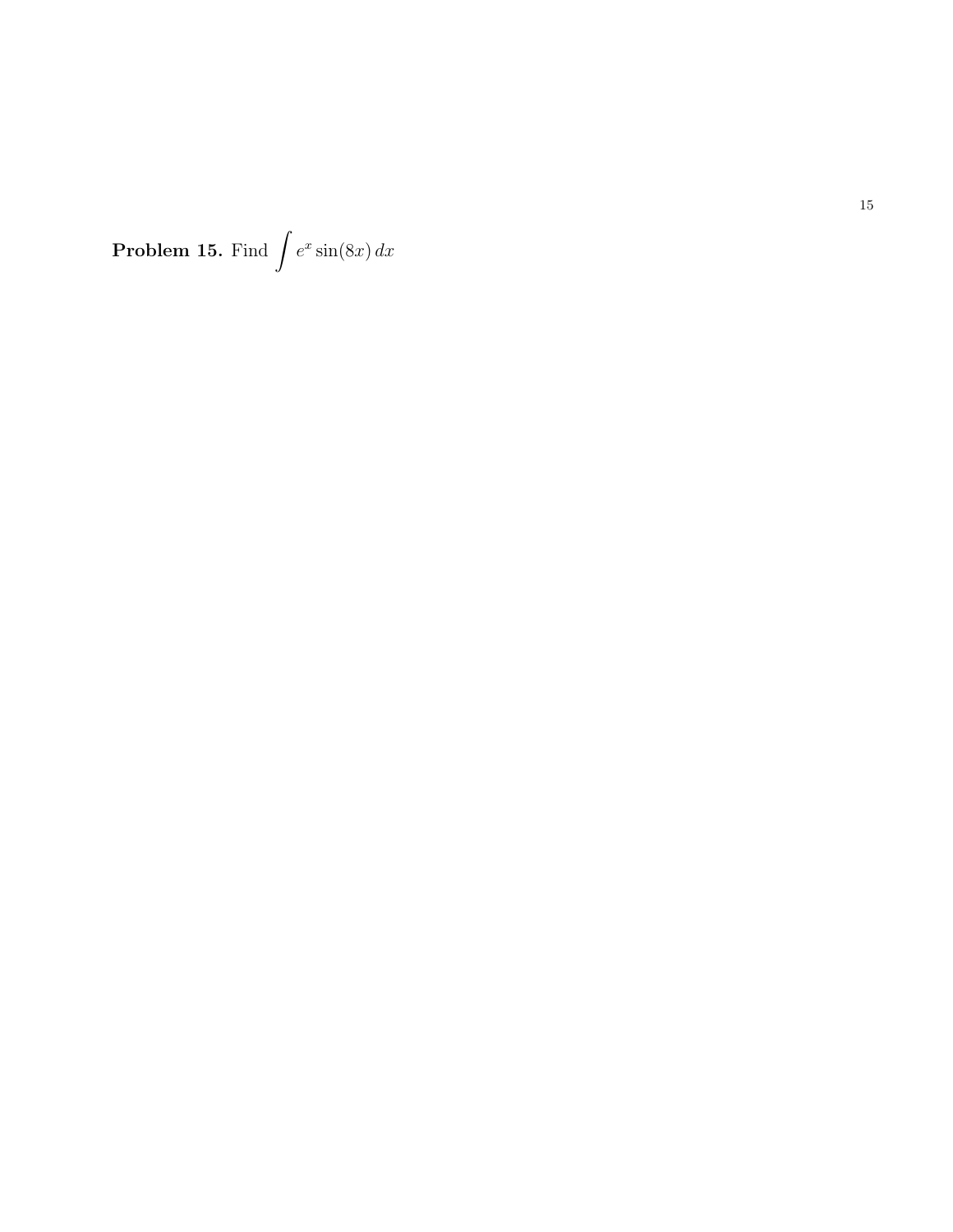**Problem 15.** Find $\int e^x \sin(8x)\, dx$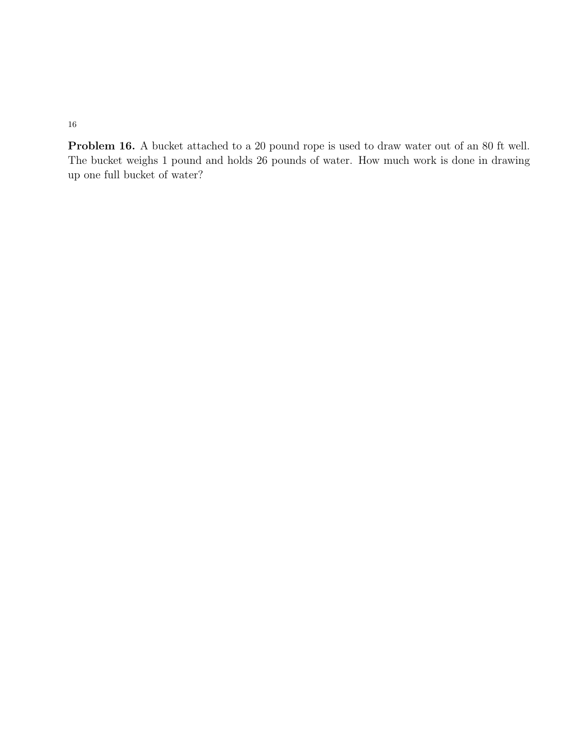**Problem 16.** A bucket attached to a 20 pound rope is used to draw water out of an 80 ft well. The bucket weighs 1 pound and holds 26 pounds of water. How much work is done in drawing up one full bucket of water?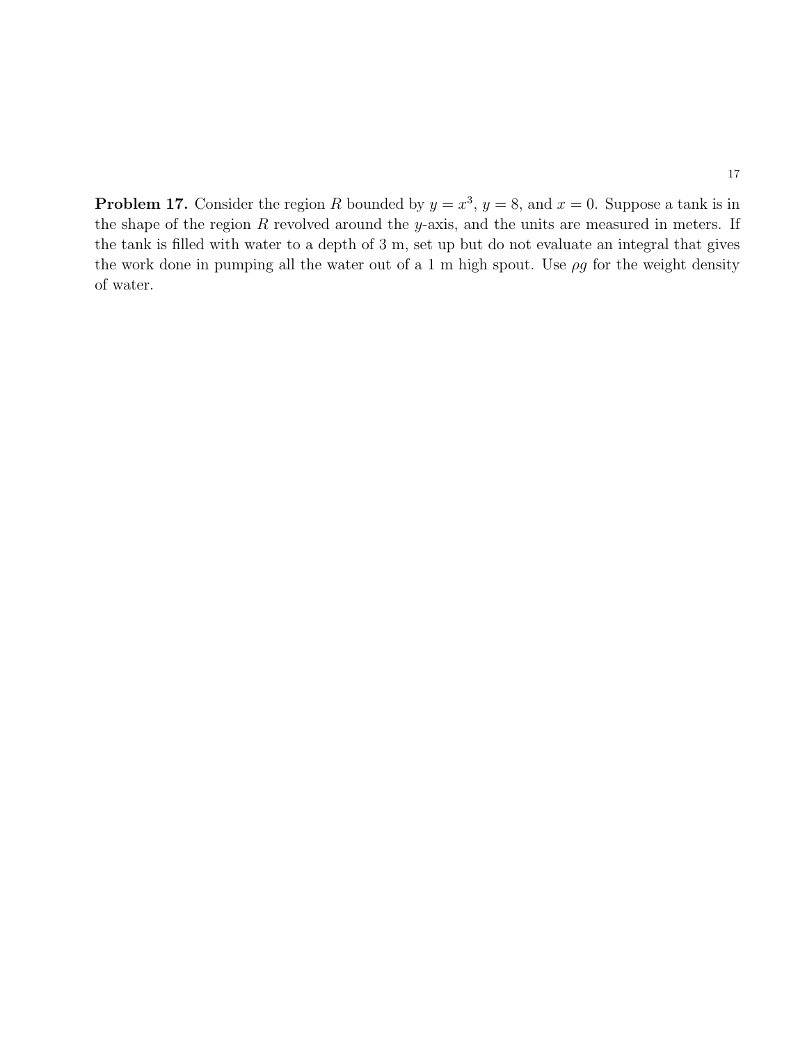**Problem 17.** Consider the region $R$ bounded by $y = x^3$, $y = 8$, and $x = 0$. Suppose a tank is in the shape of the region $R$ revolved around the $y$-axis, and the units are measured in meters. If the tank is filled with water to a depth of 3 m, set up but do not evaluate an integral that gives the work done in pumping all the water out of a 1 m high spout. Use $\rho g$ for the weight density of water.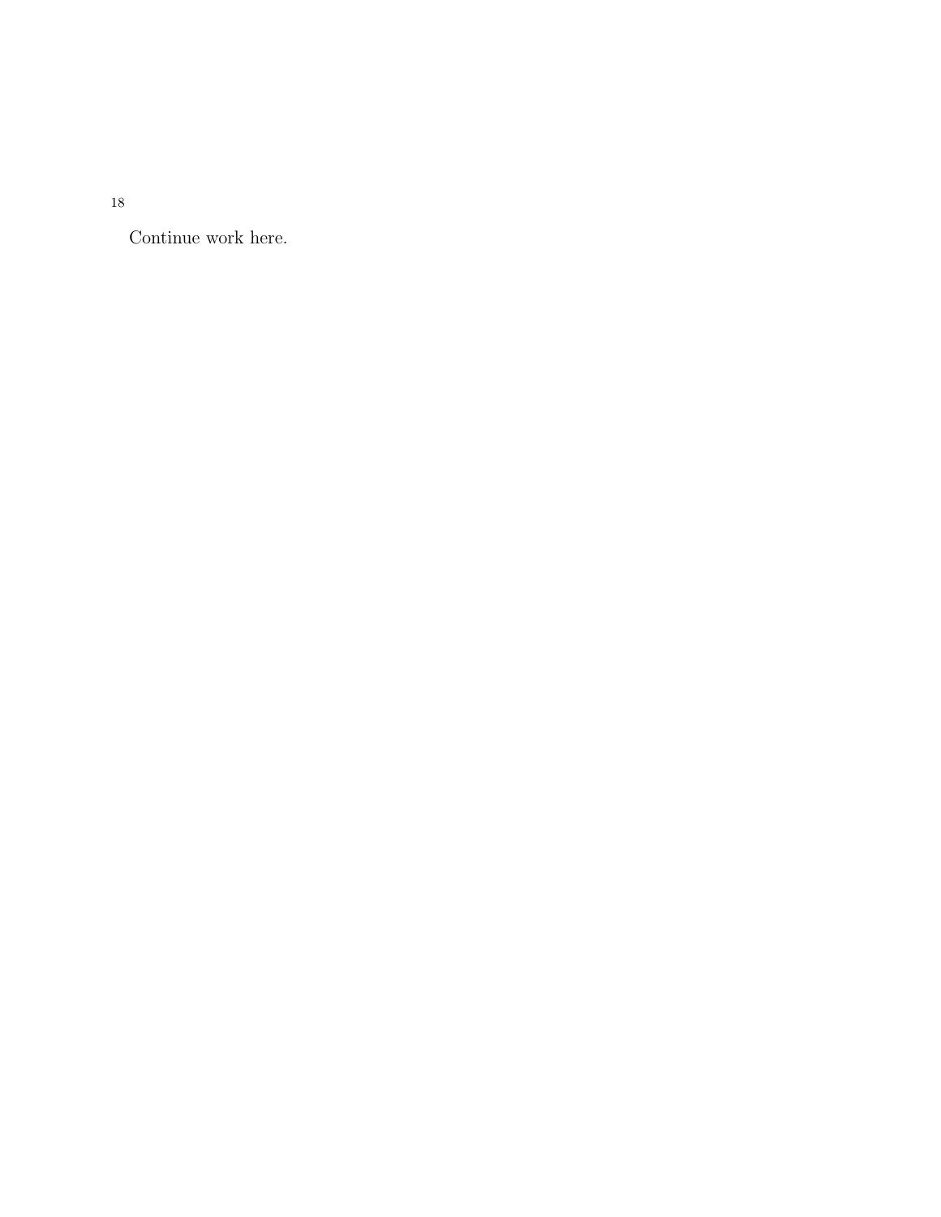Continue work here.